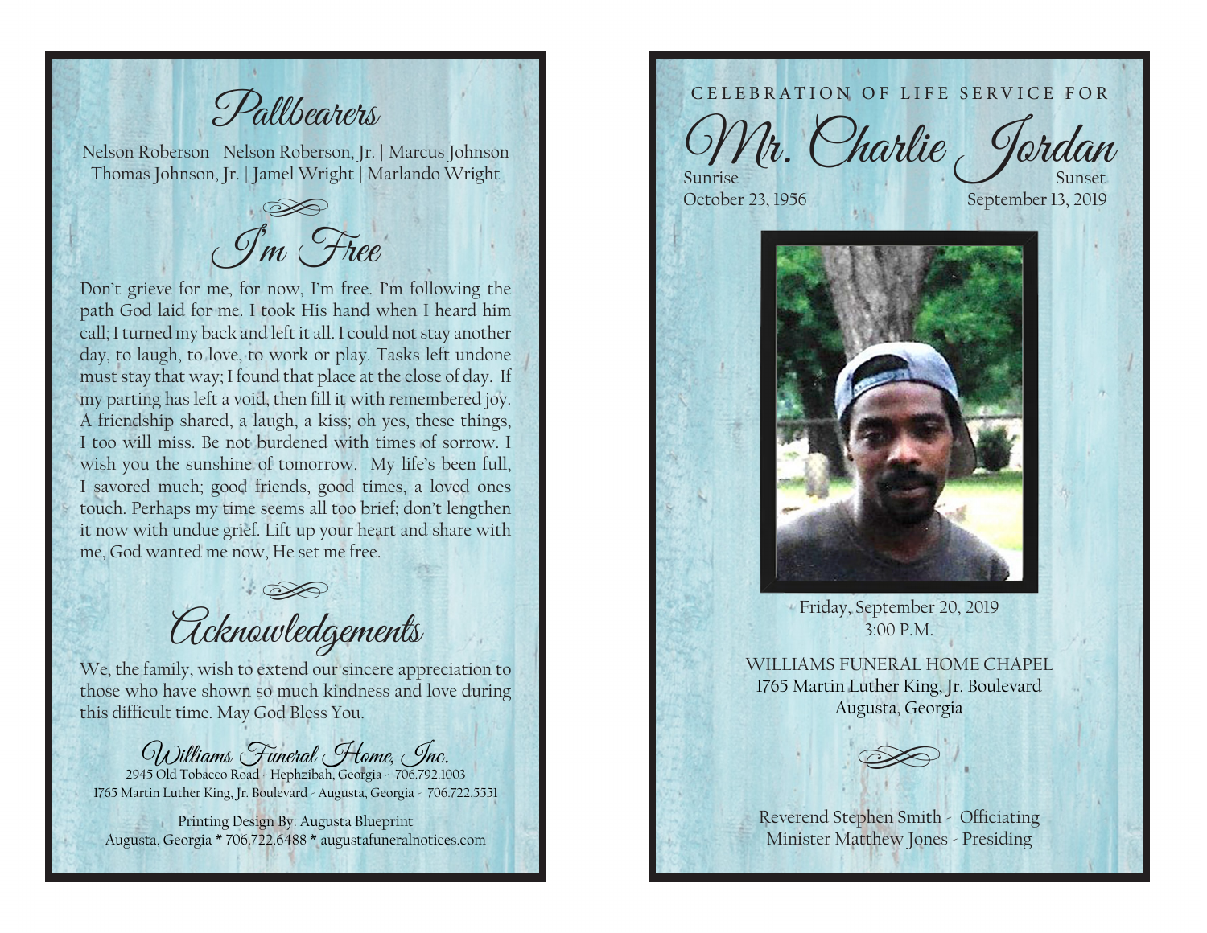# Pallbearers

Nelson Roberson | Nelson Roberson, Jr. | Marcus Johnson
Thomas Johnson, Jr. | Jamel Wright | Marlando Wright

# I'm Free

Don't grieve for me, for now, I'm free. I'm following the path God laid for me. I took His hand when I heard him call; I turned my back and left it all. I could not stay another day, to laugh, to love, to work or play. Tasks left undone must stay that way; I found that place at the close of day. If my parting has left a void, then fill it with remembered joy. A friendship shared, a laugh, a kiss; oh yes, these things, I too will miss. Be not burdened with times of sorrow. I wish you the sunshine of tomorrow. My life's been full, I savored much; good friends, good times, a loved ones touch. Perhaps my time seems all too brief; don't lengthen it now with undue grief. Lift up your heart and share with me, God wanted me now, He set me free.

# Acknowledgements

We, the family, wish to extend our sincere appreciation to those who have shown so much kindness and love during this difficult time. May God Bless You.

**Williams Funeral Home, Inc.**
2945 Old Tobacco Road - Hephzibah, Georgia - 706.792.1003
1765 Martin Luther King, Jr. Boulevard - Augusta, Georgia - 706.722.5551

Printing Design By: Augusta Blueprint
Augusta, Georgia * 706.722.6488 * augustafuneralnotices.com

CELEBRATION OF LIFE SERVICE FOR

# Mr. Charlie Jordan

Sunrise
October 23, 1956

Sunset
September 13, 2019

Friday, September 20, 2019
3:00 P.M.

WILLIAMS FUNERAL HOME CHAPEL
1765 Martin Luther King, Jr. Boulevard
Augusta, Georgia

Reverend Stephen Smith - Officiating
Minister Matthew Jones - Presiding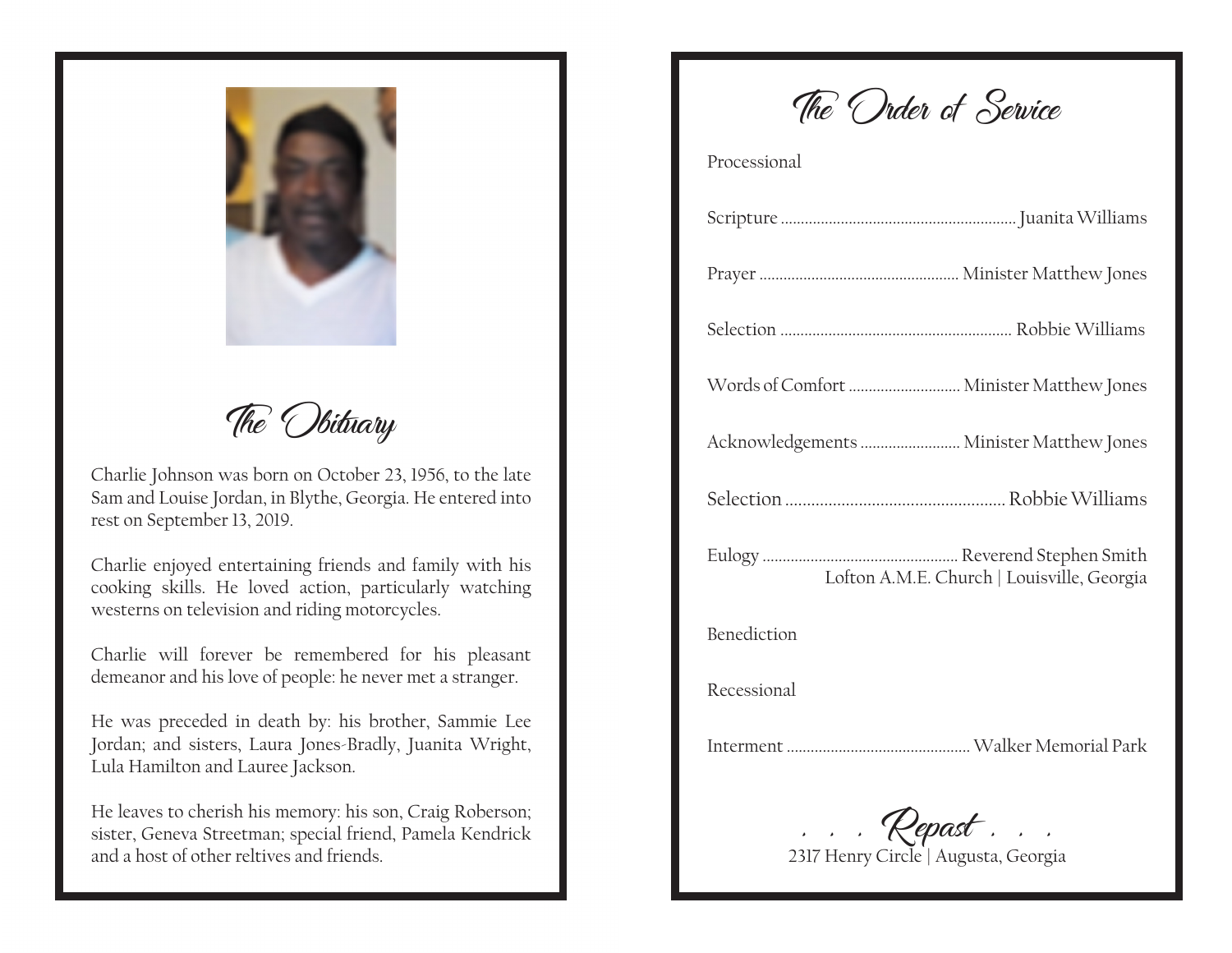# The Obituary

Charlie Johnson was born on October 23, 1956, to the late Sam and Louise Jordan, in Blythe, Georgia. He entered into rest on September 13, 2019.

Charlie enjoyed entertaining friends and family with his cooking skills. He loved action, particularly watching westerns on television and riding motorcycles.

Charlie will forever be remembered for his pleasant demeanor and his love of people: he never met a stranger.

He was preceded in death by: his brother, Sammie Lee Jordan; and sisters, Laura Jones-Bradly, Juanita Wright, Lula Hamilton and Lauree Jackson.

He leaves to cherish his memory: his son, Craig Roberson; sister, Geneva Streetman; special friend, Pamela Kendrick and a host of other reltives and friends.

# The Order of Service

Processional

Scripture .......... Juanita Williams

Prayer .......... Minister Matthew Jones

Selection .......... Robbie Williams

Words of Comfort .......... Minister Matthew Jones

Acknowledgements .......... Minister Matthew Jones

Selection .......... Robbie Williams

Eulogy .......... Reverend Stephen Smith
Lofton A.M.E. Church | Louisville, Georgia

Benediction

Recessional

Interment .......... Walker Memorial Park

## . . . Repast . . .

2317 Henry Circle | Augusta, Georgia